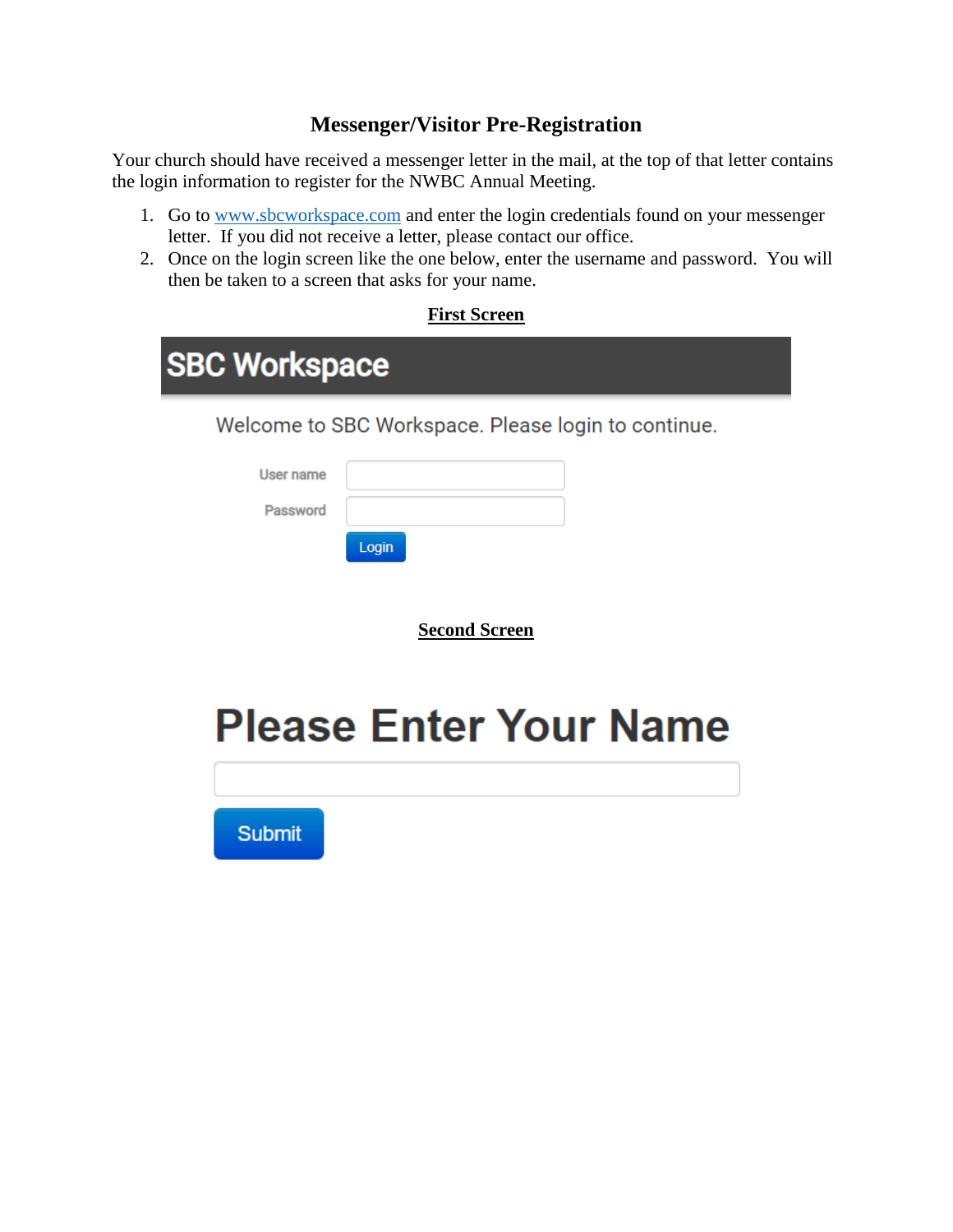# Messenger/Visitor Pre-Registration

Your church should have received a messenger letter in the mail, at the top of that letter contains the login information to register for the NWBC Annual Meeting.

1. Go to [www.sbcworkspace.com](http://www.sbcworkspace.com) and enter the login credentials found on your messenger letter. If you did not receive a letter, please contact our office.
2. Once on the login screen like the one below, enter the username and password. You will then be taken to a screen that asks for your name.

**First Screen**

SBC Workspace

Welcome to SBC Workspace. Please login to continue.

User name

Password

Login

**Second Screen**

Please Enter Your Name

Submit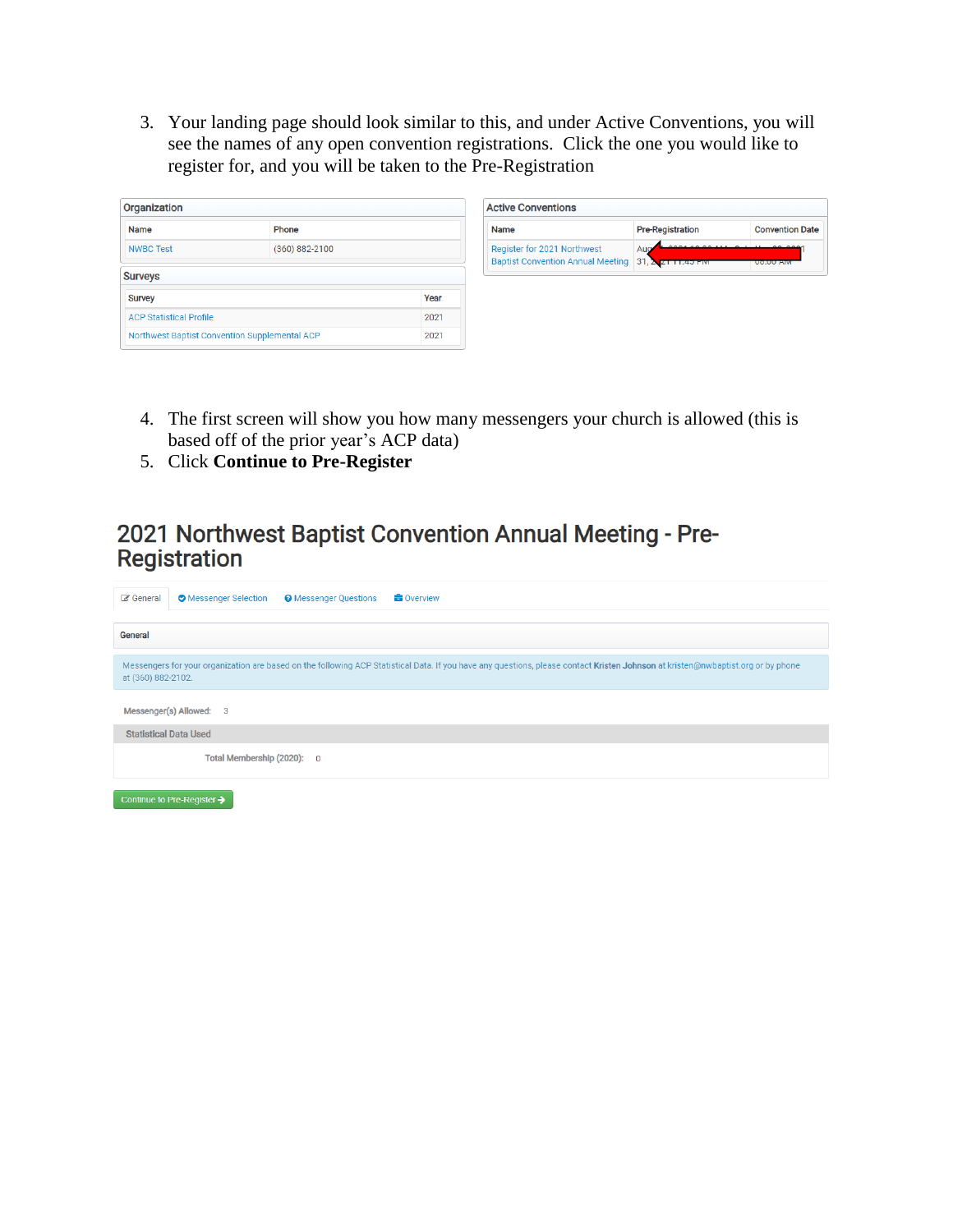3. Your landing page should look similar to this, and under Active Conventions, you will see the names of any open convention registrations. Click the one you would like to register for, and you will be taken to the Pre-Registration

**Organization**

| Name | Phone |
| --- | --- |
| NWBC Test | (360) 882-2100 |

**Surveys**

| Survey | Year |
| --- | --- |
| ACP Statistical Profile | 2021 |
| Northwest Baptist Convention Supplemental ACP | 2021 |

**Active Conventions**

| Name | Pre-Registration | Convention Date |
| --- | --- | --- |
| Register for 2021 Northwest Baptist Convention Annual Meeting | Aug ... 31, 2021 11:45 PM | ... 2021 08:00 AM |

4. The first screen will show you how many messengers your church is allowed (this is based off of the prior year's ACP data)
5. Click **Continue to Pre-Register**

## 2021 Northwest Baptist Convention Annual Meeting - Pre-Registration

General | Messenger Selection | Messenger Questions | Overview

**General**

Messengers for your organization are based on the following ACP Statistical Data. If you have any questions, please contact **Kristen Johnson** at kristen@nwbaptist.org or by phone at (360) 882-2102.

Messenger(s) Allowed: 3

**Statistical Data Used**

Total Membership (2020): 0

Continue to Pre-Register →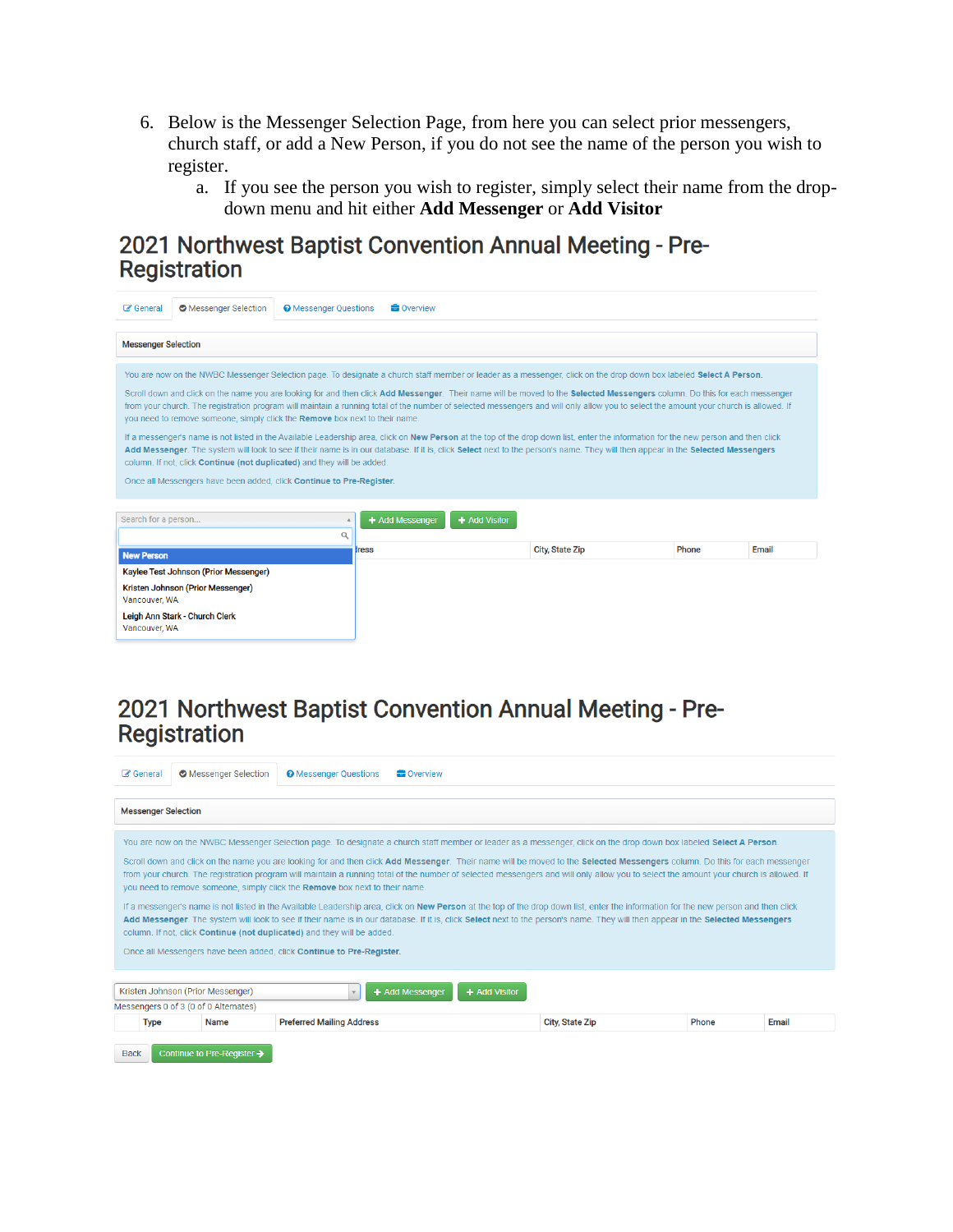6. Below is the Messenger Selection Page, from here you can select prior messengers, church staff, or add a New Person, if you do not see the name of the person you wish to register.
    a. If you see the person you wish to register, simply select their name from the drop-down menu and hit either **Add Messenger** or **Add Visitor**

# 2021 Northwest Baptist Convention Annual Meeting - Pre-Registration

General | Messenger Selection | Messenger Questions | Overview

**Messenger Selection**

You are now on the NWBC Messenger Selection page. To designate a church staff member or leader as a messenger, click on the drop down box labeled **Select A Person**.

Scroll down and click on the name you are looking for and then click **Add Messenger**. Their name will be moved to the **Selected Messengers** column. Do this for each messenger from your church. The registration program will maintain a running total of the number of selected messengers and will only allow you to select the amount your church is allowed. If you need to remove someone, simply click the **Remove** box next to their name.

If a messenger's name is not listed in the Available Leadership area, click on **New Person** at the top of the drop down list, enter the information for the new person and then click **Add Messenger**. The system will look to see if their name is in our database. If it is, click **Select** next to the person's name. They will then appear in the **Selected Messengers** column. If not, click **Continue (not duplicated)** and they will be added.

Once all Messengers have been added, click **Continue to Pre-Register**.

Search for a person... | + Add Messenger | + Add Visitor

- New Person
- Kaylee Test Johnson (Prior Messenger)
- Kristen Johnson (Prior Messenger) Vancouver, WA
- Leigh Ann Stark - Church Clerk Vancouver, WA

| ...ress | City, State Zip | Phone | Email |
|---|---|---|---|

# 2021 Northwest Baptist Convention Annual Meeting - Pre-Registration

General | Messenger Selection | Messenger Questions | Overview

**Messenger Selection**

You are now on the NWBC Messenger Selection page. To designate a church staff member or leader as a messenger, click on the drop down box labeled **Select A Person**.

Scroll down and click on the name you are looking for and then click **Add Messenger**. Their name will be moved to the **Selected Messengers** column. Do this for each messenger from your church. The registration program will maintain a running total of the number of selected messengers and will only allow you to select the amount your church is allowed. If you need to remove someone, simply click the **Remove** box next to their name.

If a messenger's name is not listed in the Available Leadership area, click on **New Person** at the top of the drop down list, enter the information for the new person and then click **Add Messenger**. The system will look to see if their name is in our database. If it is, click **Select** next to the person's name. They will then appear in the **Selected Messengers** column. If not, click **Continue (not duplicated)** and they will be added.

Once all Messengers have been added, click **Continue to Pre-Register**.

Kristen Johnson (Prior Messenger) | + Add Messenger | + Add Visitor

Messengers 0 of 3 (0 of 0 Alternates)

| | Type | Name | Preferred Mailing Address | City, State Zip | Phone | Email |
|---|---|---|---|---|---|---|

Back | Continue to Pre-Register →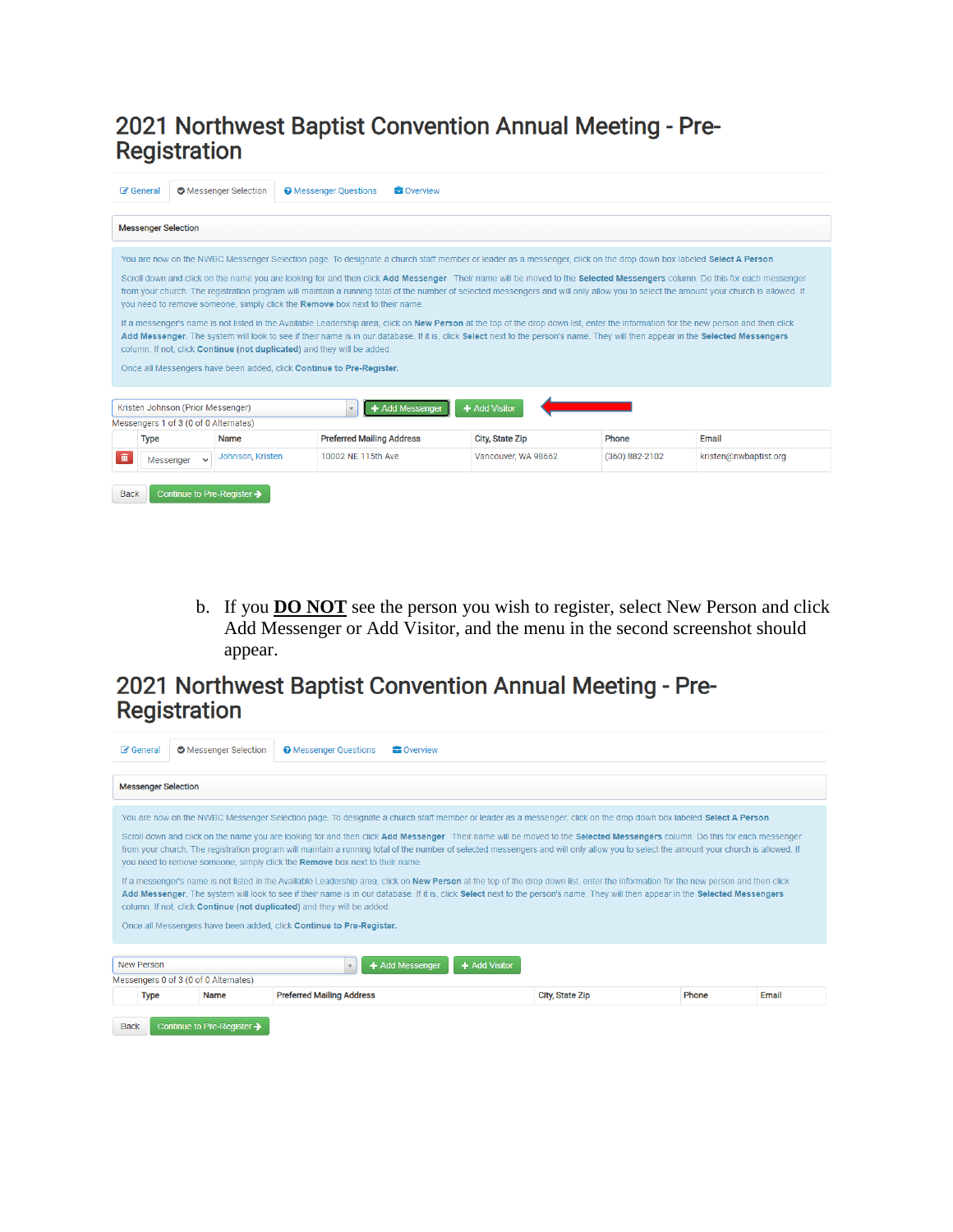# 2021 Northwest Baptist Convention Annual Meeting - Pre-Registration

General | Messenger Selection | Messenger Questions | Overview

**Messenger Selection**

You are now on the NWBC Messenger Selection page. To designate a church staff member or leader as a messenger, click on the drop down box labeled **Select A Person**.

Scroll down and click on the name you are looking for and then click **Add Messenger**. Their name will be moved to the **Selected Messengers** column. Do this for each messenger from your church. The registration program will maintain a running total of the number of selected messengers and will only allow you to select the amount your church is allowed. If you need to remove someone, simply click the **Remove** box next to their name.

If a messenger's name is not listed in the Available Leadership area, click on **New Person** at the top of the drop down list, enter the information for the new person and then click **Add Messenger**. The system will look to see if their name is in our database. If it is, click **Select** next to the person's name. They will then appear in the **Selected Messengers** column. If not, click **Continue (not duplicated)** and they will be added.

Once all Messengers have been added, click **Continue to Pre-Register.**

Kristen Johnson (Prior Messenger) | + Add Messenger | + Add Visitor

Messengers 1 of 3 (0 of 0 Alternates)

| | Type | Name | Preferred Mailing Address | City, State Zip | Phone | Email |
|---|---|---|---|---|---|---|
| | Messenger | Johnson, Kristen | 10002 NE 115th Ave | Vancouver, WA 98662 | (360) 882-2102 | kristen@nwbaptist.org |

Back | Continue to Pre-Register →

b. If you **<u>DO NOT</u>** see the person you wish to register, select New Person and click Add Messenger or Add Visitor, and the menu in the second screenshot should appear.

# 2021 Northwest Baptist Convention Annual Meeting - Pre-Registration

General | Messenger Selection | Messenger Questions | Overview

**Messenger Selection**

You are now on the NWBC Messenger Selection page. To designate a church staff member or leader as a messenger, click on the drop down box labeled **Select A Person**.

Scroll down and click on the name you are looking for and then click **Add Messenger**. Their name will be moved to the **Selected Messengers** column. Do this for each messenger from your church. The registration program will maintain a running total of the number of selected messengers and will only allow you to select the amount your church is allowed. If you need to remove someone, simply click the **Remove** box next to their name.

If a messenger's name is not listed in the Available Leadership area, click on **New Person** at the top of the drop down list, enter the information for the new person and then click **Add Messenger**. The system will look to see if their name is in our database. If it is, click **Select** next to the person's name. They will then appear in the **Selected Messengers** column. If not, click **Continue (not duplicated)** and they will be added.

Once all Messengers have been added, click **Continue to Pre-Register.**

New Person | + Add Messenger | + Add Visitor

Messengers 0 of 3 (0 of 0 Alternates)

| | Type | Name | Preferred Mailing Address | City, State Zip | Phone | Email |
|---|---|---|---|---|---|---|

Back | Continue to Pre-Register →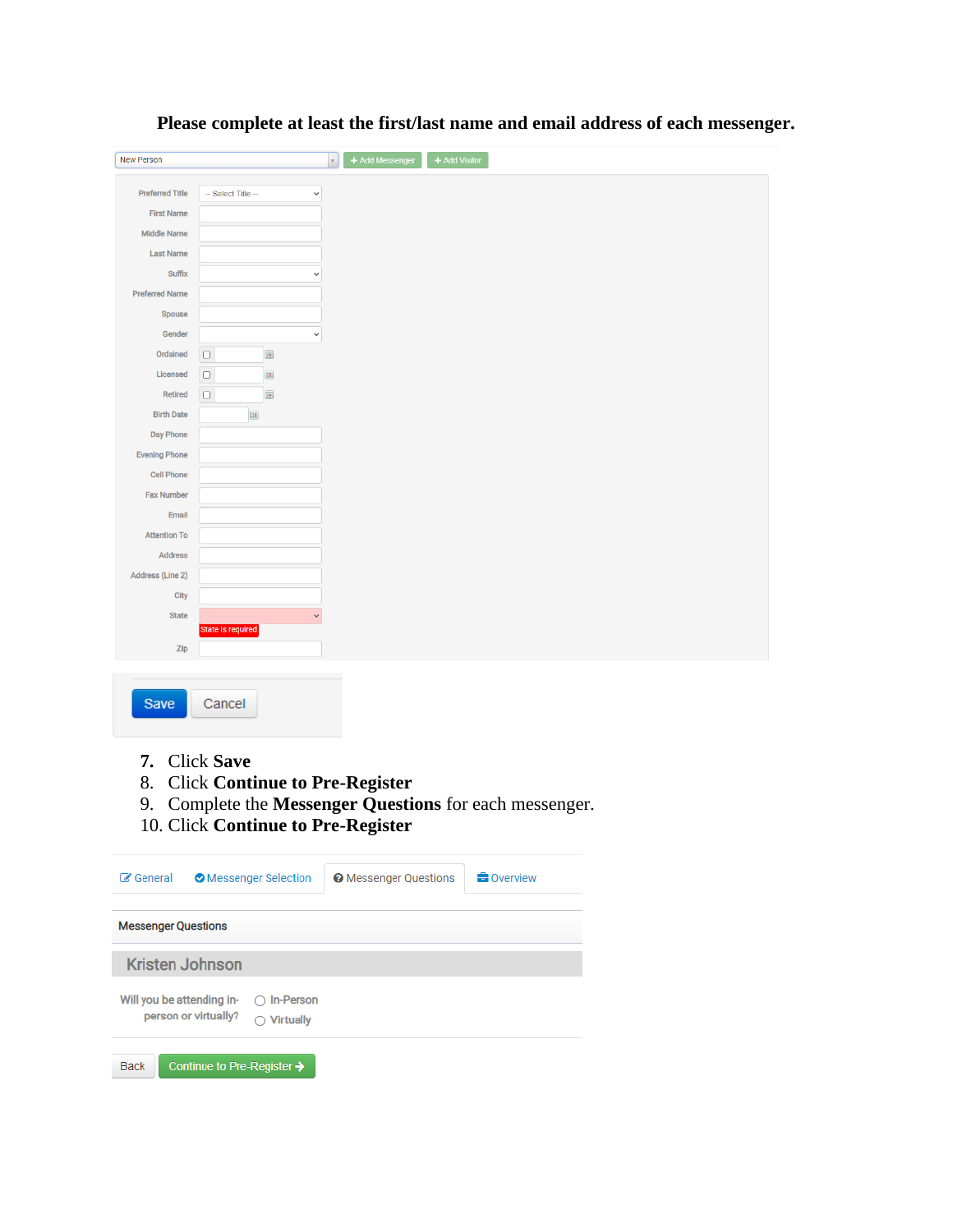**Please complete at least the first/last name and email address of each messenger.**

New Person | + Add Messenger | + Add Visitor

Preferred Title: -- Select Title --
First Name
Middle Name
Last Name
Suffix
Preferred Name
Spouse
Gender
Ordained
Licensed
Retired
Birth Date
Day Phone
Evening Phone
Cell Phone
Fax Number
Email
Attention To
Address
Address (Line 2)
City
State — State is required
Zip

Save | Cancel

7. Click **Save**
8. Click **Continue to Pre-Register**
9. Complete the **Messenger Questions** for each messenger.
10. Click **Continue to Pre-Register**

General | Messenger Selection | Messenger Questions | Overview

Messenger Questions

Kristen Johnson

Will you be attending in-person or virtually?
- In-Person
- Virtually

Back | Continue to Pre-Register →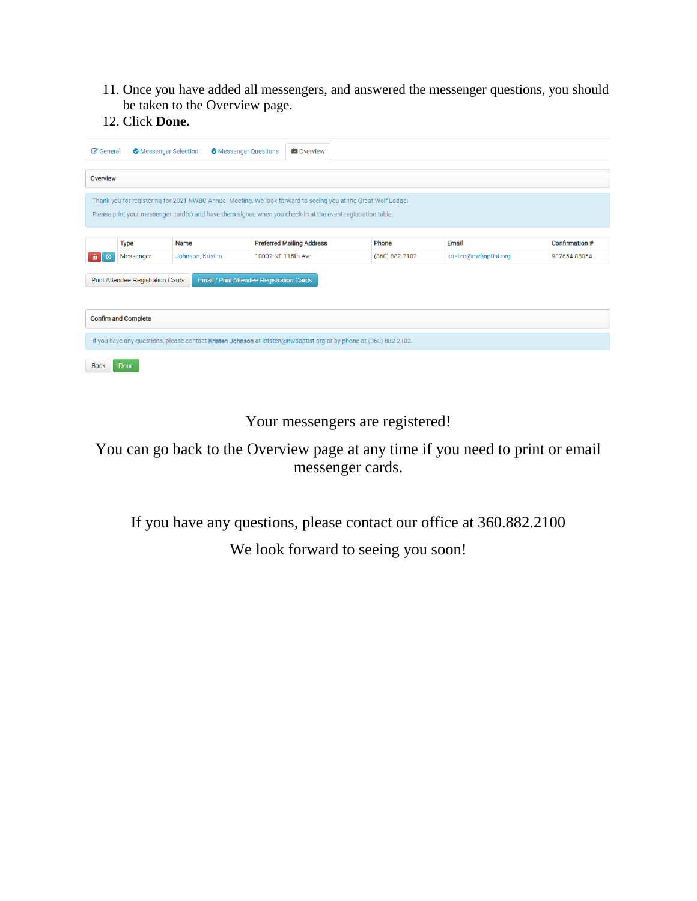11. Once you have added all messengers, and answered the messenger questions, you should be taken to the Overview page.
12. Click **Done.**

General | Messenger Selection | Messenger Questions | Overview

**Overview**

Thank you for registering for 2021 NWBC Annual Meeting. We look forward to seeing you at the Great Wolf Lodge!

Please print your messenger card(s) and have them signed when you check-in at the event registration table.

| | Type | Name | Preferred Mailing Address | Phone | Email | Confirmation # |
|---|---|---|---|---|---|---|
| | Messenger | Johnson, Kristen | 10002 NE 115th Ave | (360) 882-2102 | kristen@nwbaptist.org | 987654-88054 |

Print Attendee Registration Cards | Email / Print Attendee Registration Cards

**Confirm and Complete**

If you have any questions, please contact Kristen Johnson at kristen@nwbaptist.org or by phone at (360) 882-2102.

Back | Done

Your messengers are registered!

You can go back to the Overview page at any time if you need to print or email messenger cards.

If you have any questions, please contact our office at 360.882.2100

We look forward to seeing you soon!